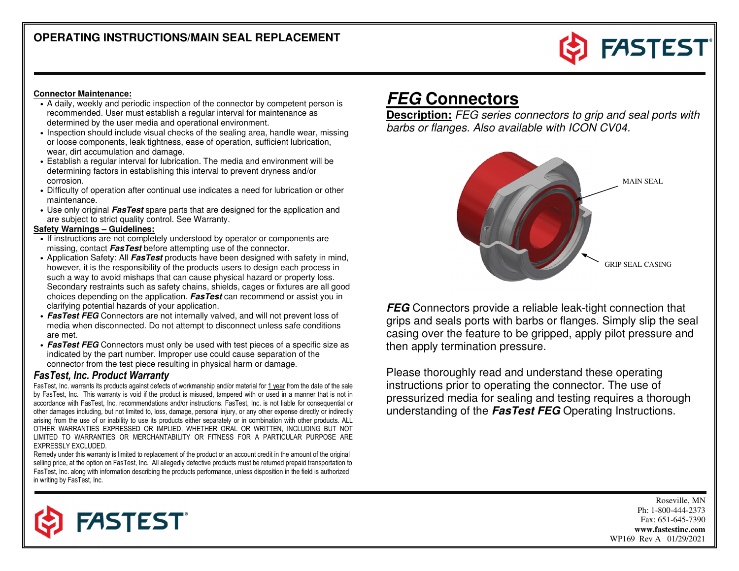# OPERATING INSTRUCTIONS/MAIN SEAL REPLACEMENT

**Connector Maintenance:**

- A daily, weekly and periodic inspection of the connector by competent person is recommended. User must establish a regular interval for maintenance as determined by the user media and operational environment.
- Inspection should include visual checks of the sealing area, handle wear, missing or loose components, leak tightness, ease of operation, sufficient lubrication, wear, dirt accumulation and damage.
- Establish a regular interval for lubrication. The media and environment will be determining factors in establishing this interval to prevent dryness and/or corrosion.
- Difficulty of operation after continual use indicates a need for lubrication or other maintenance.
- Use only original ***FasTest*** spare parts that are designed for the application and are subject to strict quality control. See Warranty.

**Safety Warnings – Guidelines:**

- If instructions are not completely understood by operator or components are missing, contact ***FasTest*** before attempting use of the connector.
- Application Safety: All ***FasTest*** products have been designed with safety in mind, however, it is the responsibility of the products users to design each process in such a way to avoid mishaps that can cause physical hazard or property loss. Secondary restraints such as safety chains, shields, cages or fixtures are all good choices depending on the application. ***FasTest*** can recommend or assist you in clarifying potential hazards of your application.
- ***FasTest FEG*** Connectors are not internally valved, and will not prevent loss of media when disconnected. Do not attempt to disconnect unless safe conditions are met.
- ***FasTest FEG*** Connectors must only be used with test pieces of a specific size as indicated by the part number. Improper use could cause separation of the connector from the test piece resulting in physical harm or damage.

## *FasTest, Inc. Product Warranty*

FasTest, Inc. warrants its products against defects of workmanship and/or material for 1 year from the date of the sale by FasTest, Inc. This warranty is void if the product is misused, tampered with or used in a manner that is not in accordance with FasTest, Inc. recommendations and/or instructions. FasTest, Inc. is not liable for consequential or other damages including, but not limited to, loss, damage, personal injury, or any other expense directly or indirectly arising from the use of or inability to use its products either separately or in combination with other products. ALL OTHER WARRANTIES EXPRESSED OR IMPLIED, WHETHER ORAL OR WRITTEN, INCLUDING BUT NOT LIMITED TO WARRANTIES OR MERCHANTABILITY OR FITNESS FOR A PARTICULAR PURPOSE ARE EXPRESSLY EXCLUDED.

Remedy under this warranty is limited to replacement of the product or an account credit in the amount of the original selling price, at the option on FasTest, Inc. All allegedly defective products must be returned prepaid transportation to FasTest, Inc. along with information describing the products performance, unless disposition in the field is authorized in writing by FasTest, Inc.

# *FEG* Connectors

**Description:** *FEG series connectors to grip and seal ports with barbs or flanges. Also available with ICON CV04.*

MAIN SEAL

GRIP SEAL CASING

***FEG*** Connectors provide a reliable leak-tight connection that grips and seals ports with barbs or flanges. Simply slip the seal casing over the feature to be gripped, apply pilot pressure and then apply termination pressure.

Please thoroughly read and understand these operating instructions prior to operating the connector. The use of pressurized media for sealing and testing requires a thorough understanding of the ***FasTest FEG*** Operating Instructions.

Roseville, MN
Ph: 1-800-444-2373
Fax: 651-645-7390
**www.fastestinc.com**
WP169 Rev A 01/29/2021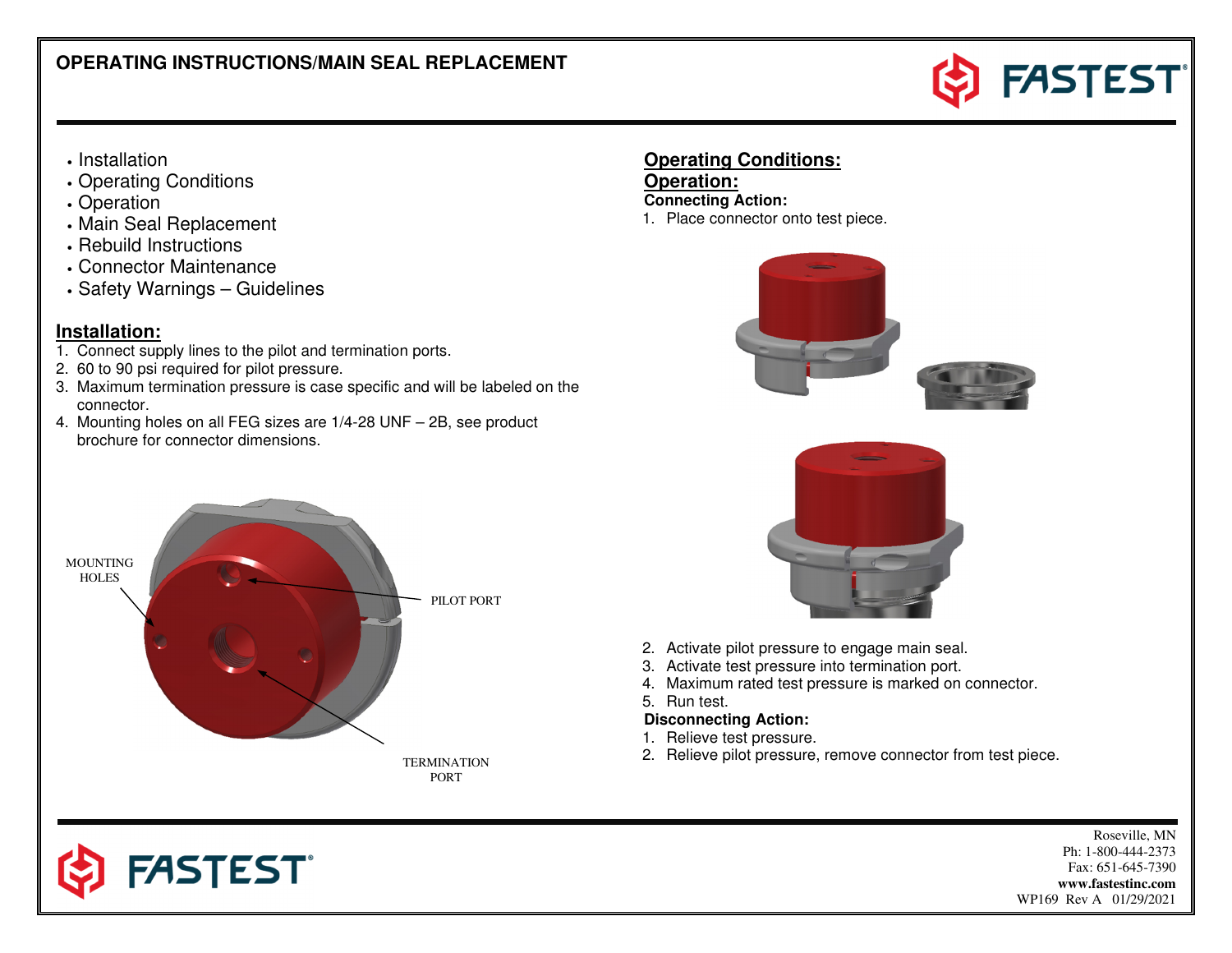## OPERATING INSTRUCTIONS/MAIN SEAL REPLACEMENT

- Installation
- Operating Conditions
- Operation
- Main Seal Replacement
- Rebuild Instructions
- Connector Maintenance
- Safety Warnings – Guidelines

## Installation:

1. Connect supply lines to the pilot and termination ports.
2. 60 to 90 psi required for pilot pressure.
3. Maximum termination pressure is case specific and will be labeled on the connector.
4. Mounting holes on all FEG sizes are 1/4-28 UNF – 2B, see product brochure for connector dimensions.

MOUNTING HOLES

PILOT PORT

TERMINATION PORT

## Operating Conditions:

## Operation:

**Connecting Action:**

1. Place connector onto test piece.
2. Activate pilot pressure to engage main seal.
3. Activate test pressure into termination port.
4. Maximum rated test pressure is marked on connector.
5. Run test.

**Disconnecting Action:**

1. Relieve test pressure.
2. Relieve pilot pressure, remove connector from test piece.

Roseville, MN
Ph: 1-800-444-2373
Fax: 651-645-7390
**www.fastestinc.com**
WP169 Rev A 01/29/2021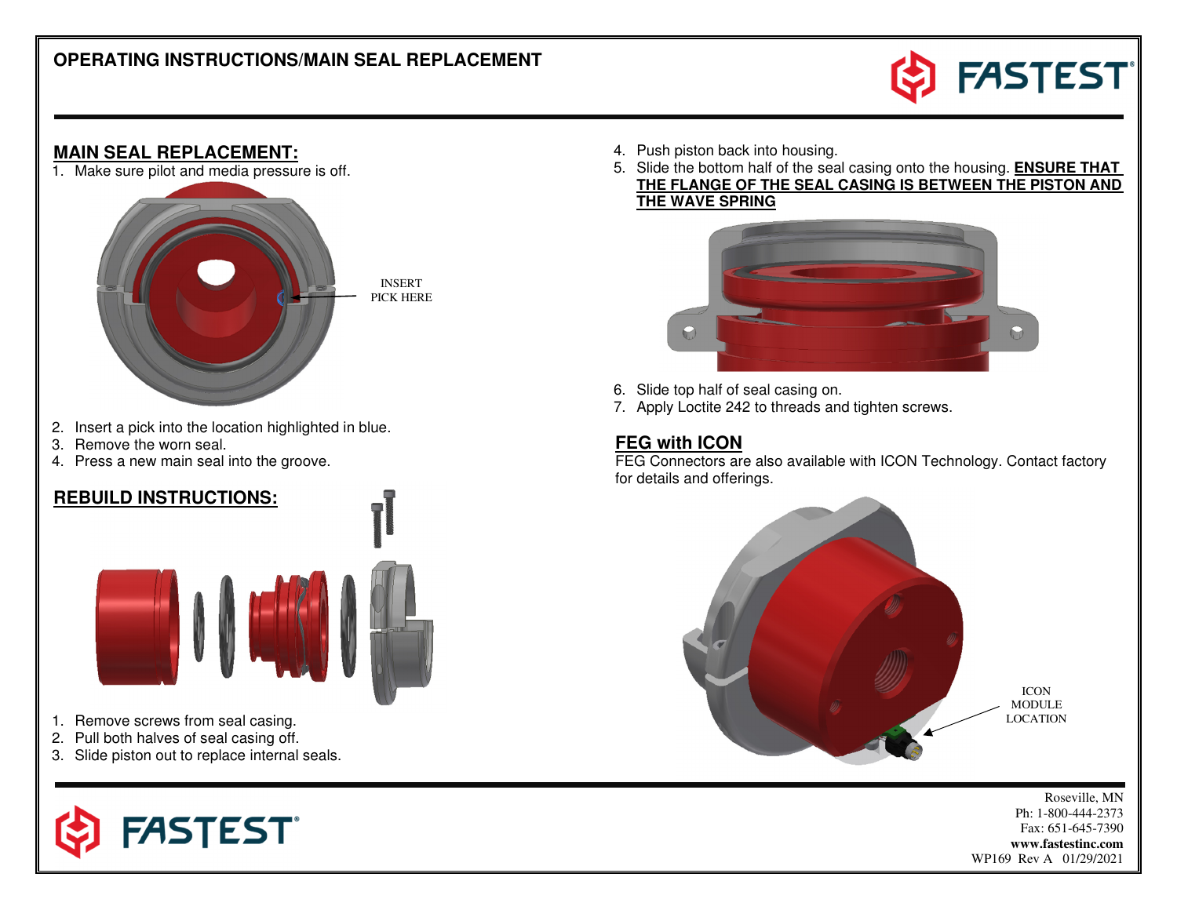# OPERATING INSTRUCTIONS/MAIN SEAL REPLACEMENT

## MAIN SEAL REPLACEMENT:

1. Make sure pilot and media pressure is off.

INSERT PICK HERE

2. Insert a pick into the location highlighted in blue.
3. Remove the worn seal.
4. Press a new main seal into the groove.

## REBUILD INSTRUCTIONS:

1. Remove screws from seal casing.
2. Pull both halves of seal casing off.
3. Slide piston out to replace internal seals.
4. Push piston back into housing.
5. Slide the bottom half of the seal casing onto the housing. **ENSURE THAT THE FLANGE OF THE SEAL CASING IS BETWEEN THE PISTON AND THE WAVE SPRING**
6. Slide top half of seal casing on.
7. Apply Loctite 242 to threads and tighten screws.

## FEG with ICON

FEG Connectors are also available with ICON Technology. Contact factory for details and offerings.

ICON MODULE LOCATION

Roseville, MN
Ph: 1-800-444-2373
Fax: 651-645-7390
**www.fastestinc.com**
WP169 Rev A 01/29/2021